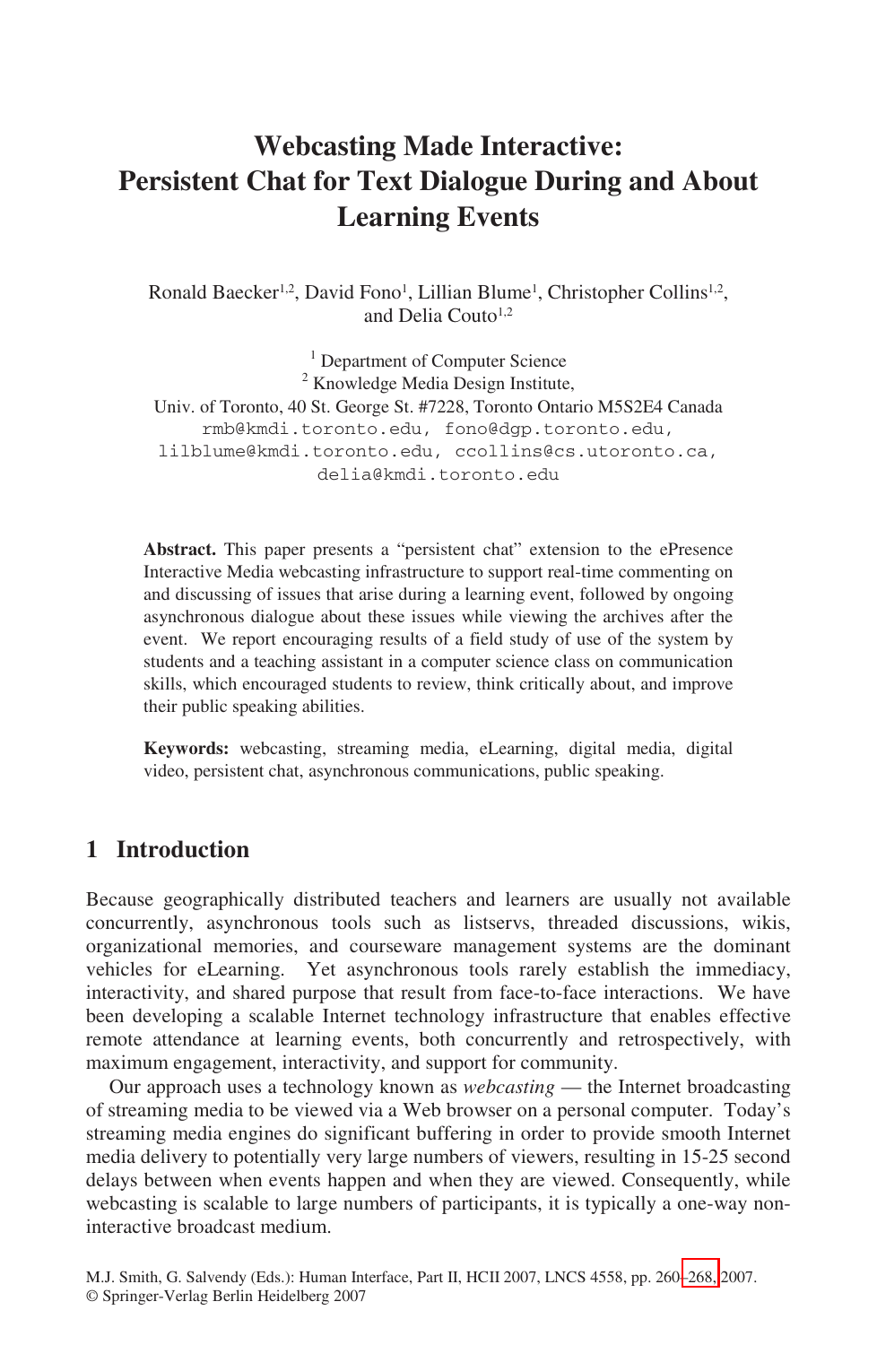# Webcasting Made Interactive: Persistent Chat for Text Dialogue During and About Learning Events

Ronald Baecker[1,2], David Fono[1], Lillian Blume[1], Christopher Collins[1,2], and Delia Couto[1,2]

[1] Department of Computer Science
[2] Knowledge Media Design Institute,
Univ. of Toronto, 40 St. George St. #7228, Toronto Ontario M5S2E4 Canada
rmb@kmdi.toronto.edu, fono@dgp.toronto.edu,
lilblume@kmdi.toronto.edu, ccollins@cs.utoronto.ca,
delia@kmdi.toronto.edu

**Abstract.** This paper presents a "persistent chat" extension to the ePresence Interactive Media webcasting infrastructure to support real-time commenting on and discussing of issues that arise during a learning event, followed by ongoing asynchronous dialogue about these issues while viewing the archives after the event. We report encouraging results of a field study of use of the system by students and a teaching assistant in a computer science class on communication skills, which encouraged students to review, think critically about, and improve their public speaking abilities.

**Keywords:** webcasting, streaming media, eLearning, digital media, digital video, persistent chat, asynchronous communications, public speaking.

## 1 Introduction

Because geographically distributed teachers and learners are usually not available concurrently, asynchronous tools such as listservs, threaded discussions, wikis, organizational memories, and courseware management systems are the dominant vehicles for eLearning. Yet asynchronous tools rarely establish the immediacy, interactivity, and shared purpose that result from face-to-face interactions. We have been developing a scalable Internet technology infrastructure that enables effective remote attendance at learning events, both concurrently and retrospectively, with maximum engagement, interactivity, and support for community.

Our approach uses a technology known as *webcasting* — the Internet broadcasting of streaming media to be viewed via a Web browser on a personal computer. Today's streaming media engines do significant buffering in order to provide smooth Internet media delivery to potentially very large numbers of viewers, resulting in 15-25 second delays between when events happen and when they are viewed. Consequently, while webcasting is scalable to large numbers of participants, it is typically a one-way non-interactive broadcast medium.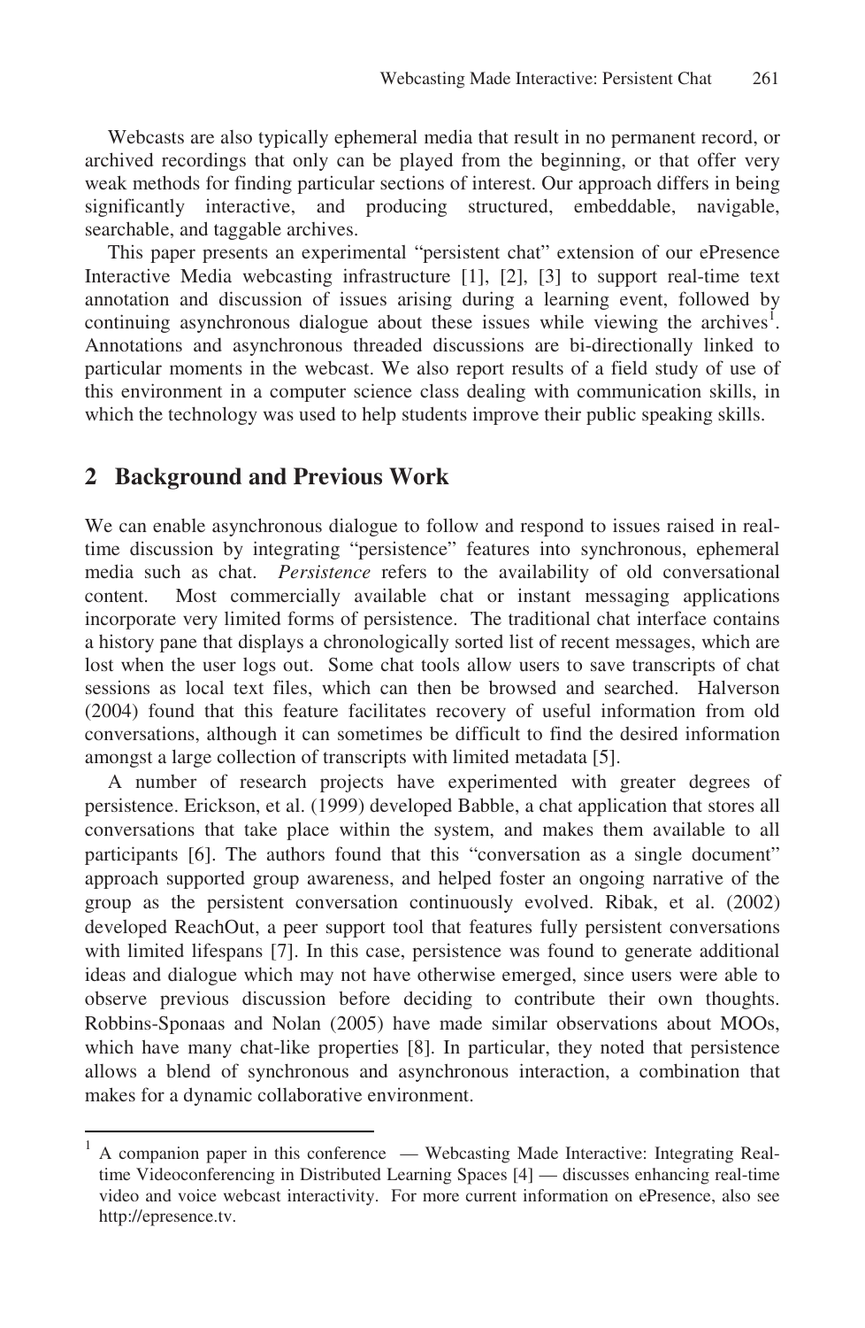Webcasts are also typically ephemeral media that result in no permanent record, or archived recordings that only can be played from the beginning, or that offer very weak methods for finding particular sections of interest. Our approach differs in being significantly interactive, and producing structured, embeddable, navigable, searchable, and taggable archives.

This paper presents an experimental "persistent chat" extension of our ePresence Interactive Media webcasting infrastructure [1], [2], [3] to support real-time text annotation and discussion of issues arising during a learning event, followed by continuing asynchronous dialogue about these issues while viewing the archives[1]. Annotations and asynchronous threaded discussions are bi-directionally linked to particular moments in the webcast. We also report results of a field study of use of this environment in a computer science class dealing with communication skills, in which the technology was used to help students improve their public speaking skills.

## 2 Background and Previous Work

We can enable asynchronous dialogue to follow and respond to issues raised in real-time discussion by integrating "persistence" features into synchronous, ephemeral media such as chat. *Persistence* refers to the availability of old conversational content. Most commercially available chat or instant messaging applications incorporate very limited forms of persistence. The traditional chat interface contains a history pane that displays a chronologically sorted list of recent messages, which are lost when the user logs out. Some chat tools allow users to save transcripts of chat sessions as local text files, which can then be browsed and searched. Halverson (2004) found that this feature facilitates recovery of useful information from old conversations, although it can sometimes be difficult to find the desired information amongst a large collection of transcripts with limited metadata [5].

A number of research projects have experimented with greater degrees of persistence. Erickson, et al. (1999) developed Babble, a chat application that stores all conversations that take place within the system, and makes them available to all participants [6]. The authors found that this "conversation as a single document" approach supported group awareness, and helped foster an ongoing narrative of the group as the persistent conversation continuously evolved. Ribak, et al. (2002) developed ReachOut, a peer support tool that features fully persistent conversations with limited lifespans [7]. In this case, persistence was found to generate additional ideas and dialogue which may not have otherwise emerged, since users were able to observe previous discussion before deciding to contribute their own thoughts. Robbins-Sponaas and Nolan (2005) have made similar observations about MOOs, which have many chat-like properties [8]. In particular, they noted that persistence allows a blend of synchronous and asynchronous interaction, a combination that makes for a dynamic collaborative environment.

---

[1] A companion paper in this conference — Webcasting Made Interactive: Integrating Real-time Videoconferencing in Distributed Learning Spaces [4] — discusses enhancing real-time video and voice webcast interactivity. For more current information on ePresence, also see http://epresence.tv.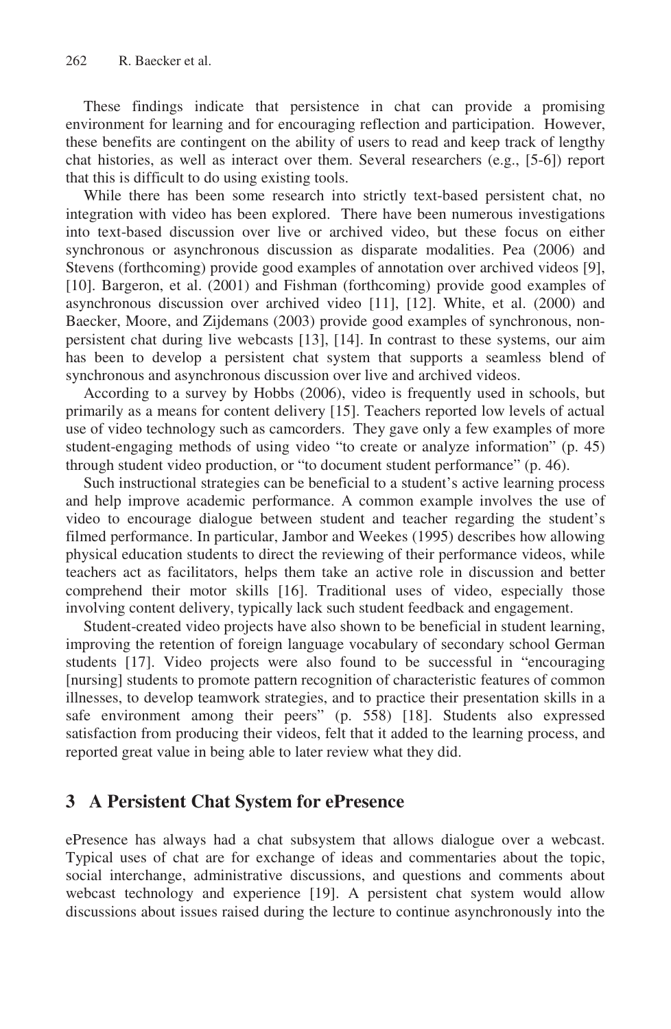These findings indicate that persistence in chat can provide a promising environment for learning and for encouraging reflection and participation. However, these benefits are contingent on the ability of users to read and keep track of lengthy chat histories, as well as interact over them. Several researchers (e.g., [5-6]) report that this is difficult to do using existing tools.

While there has been some research into strictly text-based persistent chat, no integration with video has been explored. There have been numerous investigations into text-based discussion over live or archived video, but these focus on either synchronous or asynchronous discussion as disparate modalities. Pea (2006) and Stevens (forthcoming) provide good examples of annotation over archived videos [9], [10]. Bargeron, et al. (2001) and Fishman (forthcoming) provide good examples of asynchronous discussion over archived video [11], [12]. White, et al. (2000) and Baecker, Moore, and Zijdemans (2003) provide good examples of synchronous, non-persistent chat during live webcasts [13], [14]. In contrast to these systems, our aim has been to develop a persistent chat system that supports a seamless blend of synchronous and asynchronous discussion over live and archived videos.

According to a survey by Hobbs (2006), video is frequently used in schools, but primarily as a means for content delivery [15]. Teachers reported low levels of actual use of video technology such as camcorders. They gave only a few examples of more student-engaging methods of using video "to create or analyze information" (p. 45) through student video production, or "to document student performance" (p. 46).

Such instructional strategies can be beneficial to a student's active learning process and help improve academic performance. A common example involves the use of video to encourage dialogue between student and teacher regarding the student's filmed performance. In particular, Jambor and Weekes (1995) describes how allowing physical education students to direct the reviewing of their performance videos, while teachers act as facilitators, helps them take an active role in discussion and better comprehend their motor skills [16]. Traditional uses of video, especially those involving content delivery, typically lack such student feedback and engagement.

Student-created video projects have also shown to be beneficial in student learning, improving the retention of foreign language vocabulary of secondary school German students [17]. Video projects were also found to be successful in "encouraging [nursing] students to promote pattern recognition of characteristic features of common illnesses, to develop teamwork strategies, and to practice their presentation skills in a safe environment among their peers" (p. 558) [18]. Students also expressed satisfaction from producing their videos, felt that it added to the learning process, and reported great value in being able to later review what they did.

## 3 A Persistent Chat System for ePresence

ePresence has always had a chat subsystem that allows dialogue over a webcast. Typical uses of chat are for exchange of ideas and commentaries about the topic, social interchange, administrative discussions, and questions and comments about webcast technology and experience [19]. A persistent chat system would allow discussions about issues raised during the lecture to continue asynchronously into the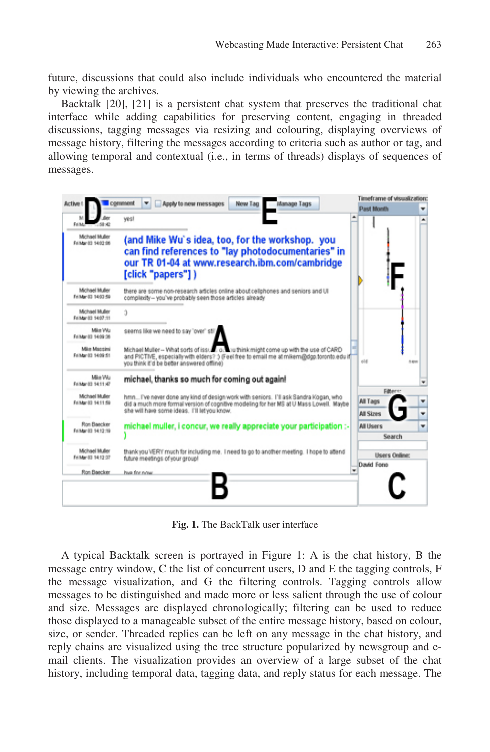future, discussions that could also include individuals who encountered the material by viewing the archives.

Backtalk [20], [21] is a persistent chat system that preserves the traditional chat interface while adding capabilities for preserving content, engaging in threaded discussions, tagging messages via resizing and colouring, displaying overviews of message history, filtering the messages according to criteria such as author or tag, and allowing temporal and contextual (i.e., in terms of threads) displays of sequences of messages.

**Fig. 1.** The BackTalk user interface

A typical Backtalk screen is portrayed in Figure 1: A is the chat history, B the message entry window, C the list of concurrent users, D and E the tagging controls, F the message visualization, and G the filtering controls. Tagging controls allow messages to be distinguished and made more or less salient through the use of colour and size. Messages are displayed chronologically; filtering can be used to reduce those displayed to a manageable subset of the entire message history, based on colour, size, or sender. Threaded replies can be left on any message in the chat history, and reply chains are visualized using the tree structure popularized by newsgroup and e-mail clients. The visualization provides an overview of a large subset of the chat history, including temporal data, tagging data, and reply status for each message. The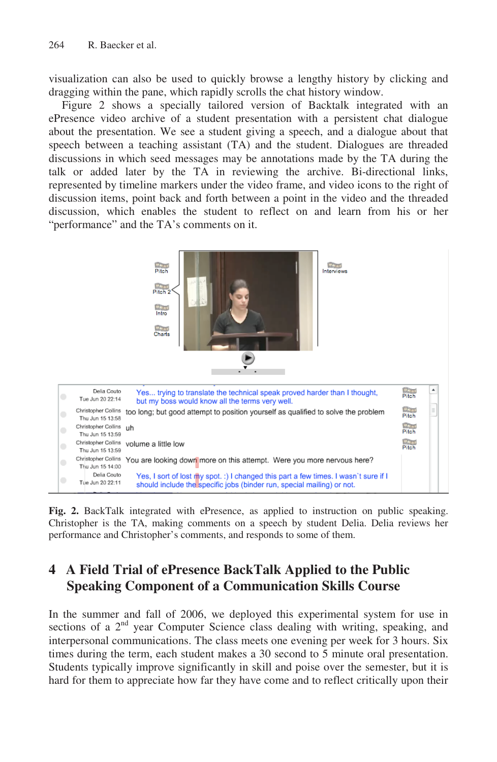visualization can also be used to quickly browse a lengthy history by clicking and dragging within the pane, which rapidly scrolls the chat history window.

Figure 2 shows a specially tailored version of Backtalk integrated with an ePresence video archive of a student presentation with a persistent chat dialogue about the presentation. We see a student giving a speech, and a dialogue about that speech between a teaching assistant (TA) and the student. Dialogues are threaded discussions in which seed messages may be annotations made by the TA during the talk or added later by the TA in reviewing the archive. Bi-directional links, represented by timeline markers under the video frame, and video icons to the right of discussion items, point back and forth between a point in the video and the threaded discussion, which enables the student to reflect on and learn from his or her "performance" and the TA's comments on it.

**Fig. 2.** BackTalk integrated with ePresence, as applied to instruction on public speaking. Christopher is the TA, making comments on a speech by student Delia. Delia reviews her performance and Christopher's comments, and responds to some of them.

## 4 A Field Trial of ePresence BackTalk Applied to the Public Speaking Component of a Communication Skills Course

In the summer and fall of 2006, we deployed this experimental system for use in sections of a 2nd year Computer Science class dealing with writing, speaking, and interpersonal communications. The class meets one evening per week for 3 hours. Six times during the term, each student makes a 30 second to 5 minute oral presentation. Students typically improve significantly in skill and poise over the semester, but it is hard for them to appreciate how far they have come and to reflect critically upon their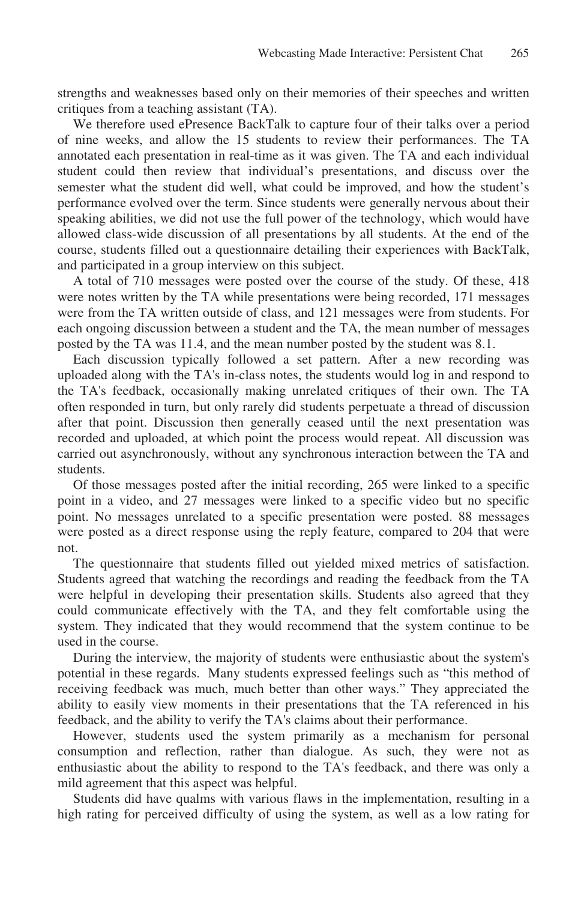strengths and weaknesses based only on their memories of their speeches and written critiques from a teaching assistant (TA).

We therefore used ePresence BackTalk to capture four of their talks over a period of nine weeks, and allow the 15 students to review their performances. The TA annotated each presentation in real-time as it was given. The TA and each individual student could then review that individual's presentations, and discuss over the semester what the student did well, what could be improved, and how the student's performance evolved over the term. Since students were generally nervous about their speaking abilities, we did not use the full power of the technology, which would have allowed class-wide discussion of all presentations by all students. At the end of the course, students filled out a questionnaire detailing their experiences with BackTalk, and participated in a group interview on this subject.

A total of 710 messages were posted over the course of the study. Of these, 418 were notes written by the TA while presentations were being recorded, 171 messages were from the TA written outside of class, and 121 messages were from students. For each ongoing discussion between a student and the TA, the mean number of messages posted by the TA was 11.4, and the mean number posted by the student was 8.1.

Each discussion typically followed a set pattern. After a new recording was uploaded along with the TA's in-class notes, the students would log in and respond to the TA's feedback, occasionally making unrelated critiques of their own. The TA often responded in turn, but only rarely did students perpetuate a thread of discussion after that point. Discussion then generally ceased until the next presentation was recorded and uploaded, at which point the process would repeat. All discussion was carried out asynchronously, without any synchronous interaction between the TA and students.

Of those messages posted after the initial recording, 265 were linked to a specific point in a video, and 27 messages were linked to a specific video but no specific point. No messages unrelated to a specific presentation were posted. 88 messages were posted as a direct response using the reply feature, compared to 204 that were not.

The questionnaire that students filled out yielded mixed metrics of satisfaction. Students agreed that watching the recordings and reading the feedback from the TA were helpful in developing their presentation skills. Students also agreed that they could communicate effectively with the TA, and they felt comfortable using the system. They indicated that they would recommend that the system continue to be used in the course.

During the interview, the majority of students were enthusiastic about the system's potential in these regards. Many students expressed feelings such as "this method of receiving feedback was much, much better than other ways." They appreciated the ability to easily view moments in their presentations that the TA referenced in his feedback, and the ability to verify the TA's claims about their performance.

However, students used the system primarily as a mechanism for personal consumption and reflection, rather than dialogue. As such, they were not as enthusiastic about the ability to respond to the TA's feedback, and there was only a mild agreement that this aspect was helpful.

Students did have qualms with various flaws in the implementation, resulting in a high rating for perceived difficulty of using the system, as well as a low rating for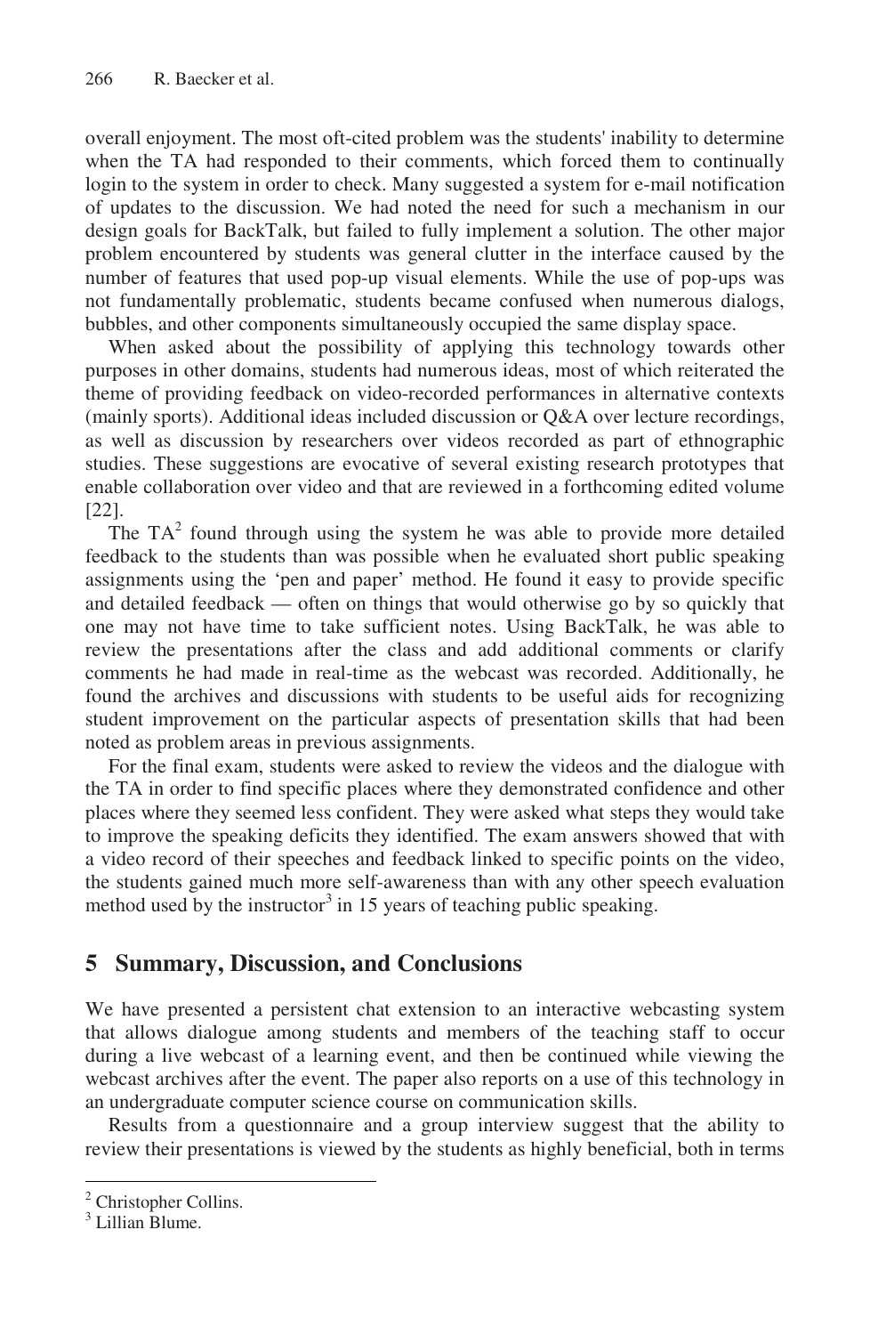overall enjoyment. The most oft-cited problem was the students' inability to determine when the TA had responded to their comments, which forced them to continually login to the system in order to check. Many suggested a system for e-mail notification of updates to the discussion. We had noted the need for such a mechanism in our design goals for BackTalk, but failed to fully implement a solution. The other major problem encountered by students was general clutter in the interface caused by the number of features that used pop-up visual elements. While the use of pop-ups was not fundamentally problematic, students became confused when numerous dialogs, bubbles, and other components simultaneously occupied the same display space.

When asked about the possibility of applying this technology towards other purposes in other domains, students had numerous ideas, most of which reiterated the theme of providing feedback on video-recorded performances in alternative contexts (mainly sports). Additional ideas included discussion or Q&A over lecture recordings, as well as discussion by researchers over videos recorded as part of ethnographic studies. These suggestions are evocative of several existing research prototypes that enable collaboration over video and that are reviewed in a forthcoming edited volume [22].

The TA[2] found through using the system he was able to provide more detailed feedback to the students than was possible when he evaluated short public speaking assignments using the 'pen and paper' method. He found it easy to provide specific and detailed feedback — often on things that would otherwise go by so quickly that one may not have time to take sufficient notes. Using BackTalk, he was able to review the presentations after the class and add additional comments or clarify comments he had made in real-time as the webcast was recorded. Additionally, he found the archives and discussions with students to be useful aids for recognizing student improvement on the particular aspects of presentation skills that had been noted as problem areas in previous assignments.

For the final exam, students were asked to review the videos and the dialogue with the TA in order to find specific places where they demonstrated confidence and other places where they seemed less confident. They were asked what steps they would take to improve the speaking deficits they identified. The exam answers showed that with a video record of their speeches and feedback linked to specific points on the video, the students gained much more self-awareness than with any other speech evaluation method used by the instructor[3] in 15 years of teaching public speaking.

## 5 Summary, Discussion, and Conclusions

We have presented a persistent chat extension to an interactive webcasting system that allows dialogue among students and members of the teaching staff to occur during a live webcast of a learning event, and then be continued while viewing the webcast archives after the event. The paper also reports on a use of this technology in an undergraduate computer science course on communication skills.

Results from a questionnaire and a group interview suggest that the ability to review their presentations is viewed by the students as highly beneficial, both in terms

[2] Christopher Collins.
[3] Lillian Blume.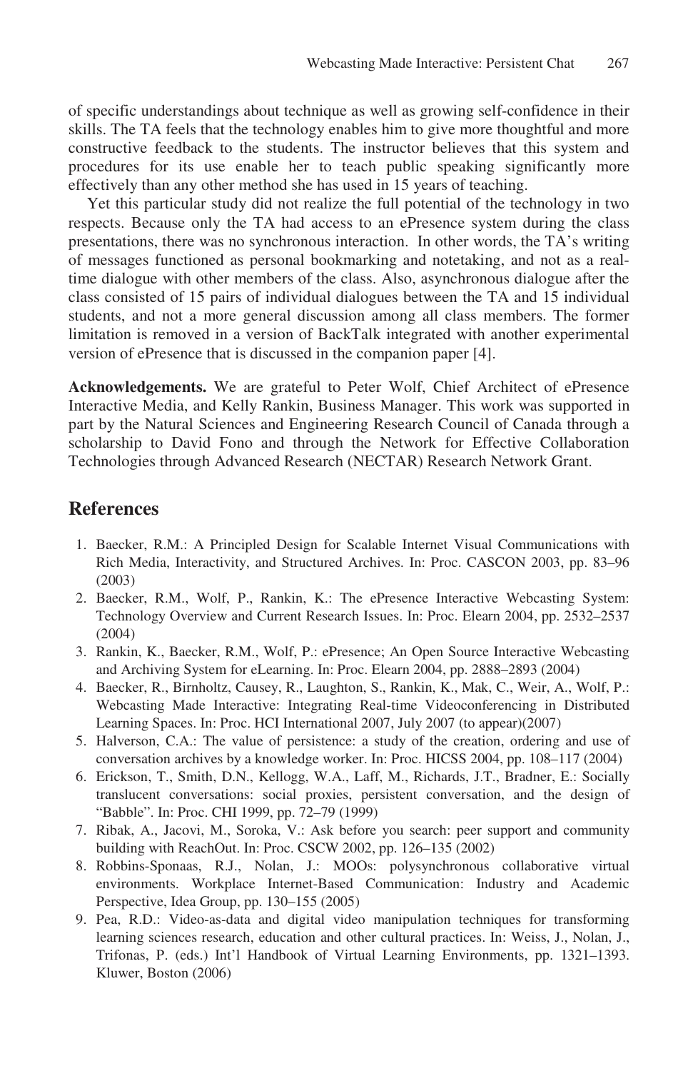of specific understandings about technique as well as growing self-confidence in their skills. The TA feels that the technology enables him to give more thoughtful and more constructive feedback to the students. The instructor believes that this system and procedures for its use enable her to teach public speaking significantly more effectively than any other method she has used in 15 years of teaching.

Yet this particular study did not realize the full potential of the technology in two respects. Because only the TA had access to an ePresence system during the class presentations, there was no synchronous interaction. In other words, the TA's writing of messages functioned as personal bookmarking and notetaking, and not as a real-time dialogue with other members of the class. Also, asynchronous dialogue after the class consisted of 15 pairs of individual dialogues between the TA and 15 individual students, and not a more general discussion among all class members. The former limitation is removed in a version of BackTalk integrated with another experimental version of ePresence that is discussed in the companion paper [4].

**Acknowledgements.** We are grateful to Peter Wolf, Chief Architect of ePresence Interactive Media, and Kelly Rankin, Business Manager. This work was supported in part by the Natural Sciences and Engineering Research Council of Canada through a scholarship to David Fono and through the Network for Effective Collaboration Technologies through Advanced Research (NECTAR) Research Network Grant.

## References

1. Baecker, R.M.: A Principled Design for Scalable Internet Visual Communications with Rich Media, Interactivity, and Structured Archives. In: Proc. CASCON 2003, pp. 83–96 (2003)
2. Baecker, R.M., Wolf, P., Rankin, K.: The ePresence Interactive Webcasting System: Technology Overview and Current Research Issues. In: Proc. Elearn 2004, pp. 2532–2537 (2004)
3. Rankin, K., Baecker, R.M., Wolf, P.: ePresence; An Open Source Interactive Webcasting and Archiving System for eLearning. In: Proc. Elearn 2004, pp. 2888–2893 (2004)
4. Baecker, R., Birnholtz, Causey, R., Laughton, S., Rankin, K., Mak, C., Weir, A., Wolf, P.: Webcasting Made Interactive: Integrating Real-time Videoconferencing in Distributed Learning Spaces. In: Proc. HCI International 2007, July 2007 (to appear)(2007)
5. Halverson, C.A.: The value of persistence: a study of the creation, ordering and use of conversation archives by a knowledge worker. In: Proc. HICSS 2004, pp. 108–117 (2004)
6. Erickson, T., Smith, D.N., Kellogg, W.A., Laff, M., Richards, J.T., Bradner, E.: Socially translucent conversations: social proxies, persistent conversation, and the design of "Babble". In: Proc. CHI 1999, pp. 72–79 (1999)
7. Ribak, A., Jacovi, M., Soroka, V.: Ask before you search: peer support and community building with ReachOut. In: Proc. CSCW 2002, pp. 126–135 (2002)
8. Robbins-Sponaas, R.J., Nolan, J.: MOOs: polysynchronous collaborative virtual environments. Workplace Internet-Based Communication: Industry and Academic Perspective, Idea Group, pp. 130–155 (2005)
9. Pea, R.D.: Video-as-data and digital video manipulation techniques for transforming learning sciences research, education and other cultural practices. In: Weiss, J., Nolan, J., Trifonas, P. (eds.) Int'l Handbook of Virtual Learning Environments, pp. 1321–1393. Kluwer, Boston (2006)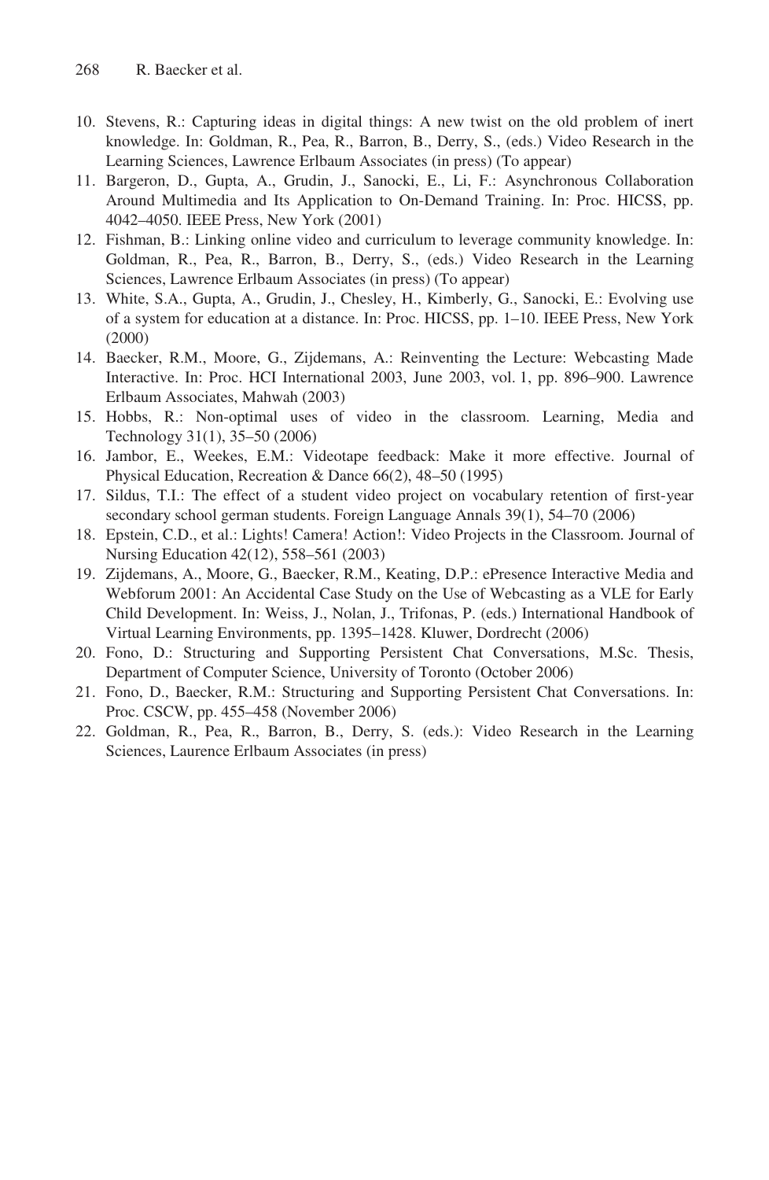10. Stevens, R.: Capturing ideas in digital things: A new twist on the old problem of inert knowledge. In: Goldman, R., Pea, R., Barron, B., Derry, S., (eds.) Video Research in the Learning Sciences, Lawrence Erlbaum Associates (in press) (To appear)
11. Bargeron, D., Gupta, A., Grudin, J., Sanocki, E., Li, F.: Asynchronous Collaboration Around Multimedia and Its Application to On-Demand Training. In: Proc. HICSS, pp. 4042–4050. IEEE Press, New York (2001)
12. Fishman, B.: Linking online video and curriculum to leverage community knowledge. In: Goldman, R., Pea, R., Barron, B., Derry, S., (eds.) Video Research in the Learning Sciences, Lawrence Erlbaum Associates (in press) (To appear)
13. White, S.A., Gupta, A., Grudin, J., Chesley, H., Kimberly, G., Sanocki, E.: Evolving use of a system for education at a distance. In: Proc. HICSS, pp. 1–10. IEEE Press, New York (2000)
14. Baecker, R.M., Moore, G., Zijdemans, A.: Reinventing the Lecture: Webcasting Made Interactive. In: Proc. HCI International 2003, June 2003, vol. 1, pp. 896–900. Lawrence Erlbaum Associates, Mahwah (2003)
15. Hobbs, R.: Non-optimal uses of video in the classroom. Learning, Media and Technology 31(1), 35–50 (2006)
16. Jambor, E., Weekes, E.M.: Videotape feedback: Make it more effective. Journal of Physical Education, Recreation & Dance 66(2), 48–50 (1995)
17. Sildus, T.I.: The effect of a student video project on vocabulary retention of first-year secondary school german students. Foreign Language Annals 39(1), 54–70 (2006)
18. Epstein, C.D., et al.: Lights! Camera! Action!: Video Projects in the Classroom. Journal of Nursing Education 42(12), 558–561 (2003)
19. Zijdemans, A., Moore, G., Baecker, R.M., Keating, D.P.: ePresence Interactive Media and Webforum 2001: An Accidental Case Study on the Use of Webcasting as a VLE for Early Child Development. In: Weiss, J., Nolan, J., Trifonas, P. (eds.) International Handbook of Virtual Learning Environments, pp. 1395–1428. Kluwer, Dordrecht (2006)
20. Fono, D.: Structuring and Supporting Persistent Chat Conversations, M.Sc. Thesis, Department of Computer Science, University of Toronto (October 2006)
21. Fono, D., Baecker, R.M.: Structuring and Supporting Persistent Chat Conversations. In: Proc. CSCW, pp. 455–458 (November 2006)
22. Goldman, R., Pea, R., Barron, B., Derry, S. (eds.): Video Research in the Learning Sciences, Laurence Erlbaum Associates (in press)